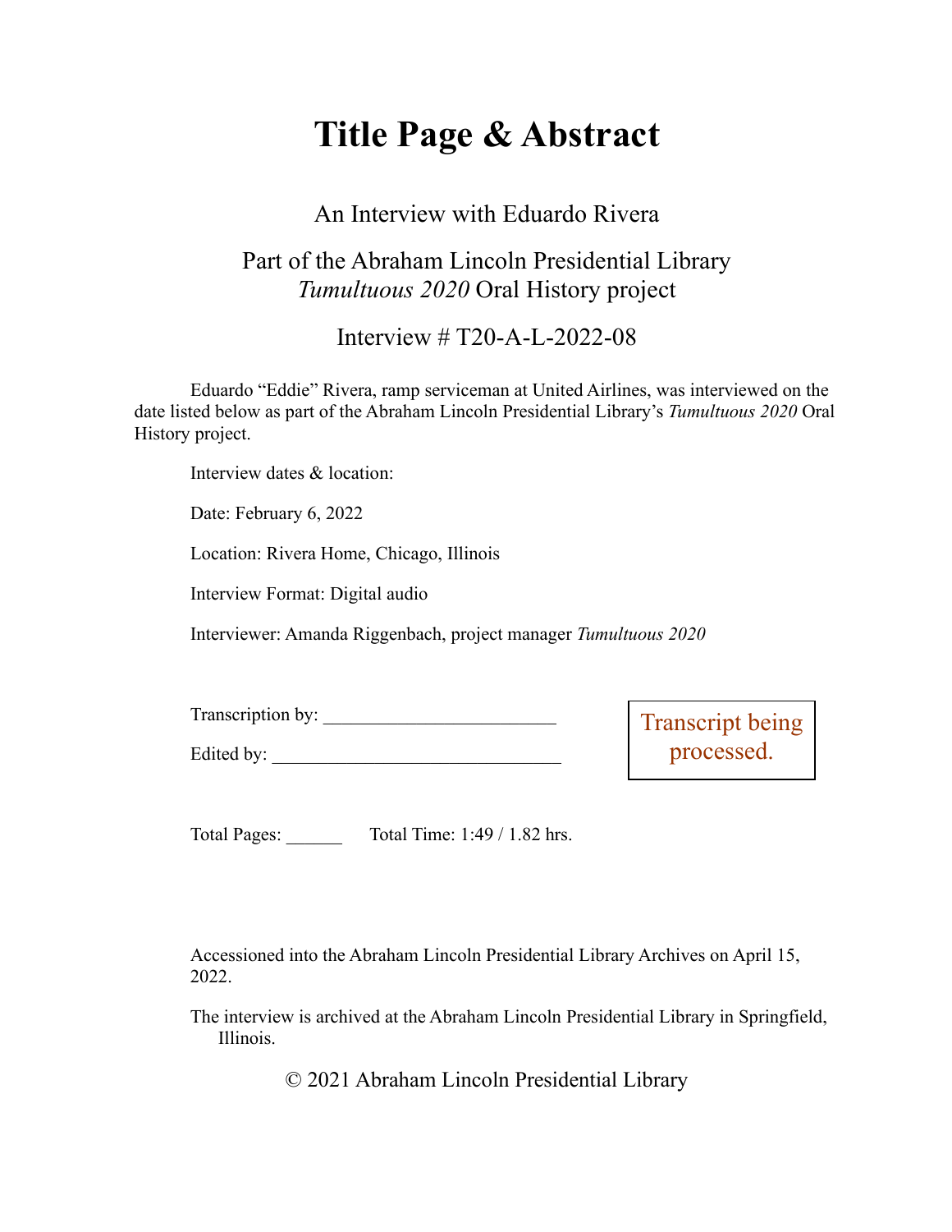# Title Page & Abstract

An Interview with Eduardo Rivera

Part of the Abraham Lincoln Presidential Library
*Tumultuous 2020* Oral History project

Interview # T20-A-L-2022-08

Eduardo "Eddie" Rivera, ramp serviceman at United Airlines, was interviewed on the date listed below as part of the Abraham Lincoln Presidential Library's *Tumultuous 2020* Oral History project.

Interview dates & location:

Date: February 6, 2022

Location: Rivera Home, Chicago, Illinois

Interview Format: Digital audio

Interviewer: Amanda Riggenbach, project manager *Tumultuous 2020*

Transcription by: ________________________

Edited by: ____________________________

Transcript being processed.

Total Pages: ______ Total Time: 1:49 / 1.82 hrs.

Accessioned into the Abraham Lincoln Presidential Library Archives on April 15, 2022.

The interview is archived at the Abraham Lincoln Presidential Library in Springfield, Illinois.

© 2021 Abraham Lincoln Presidential Library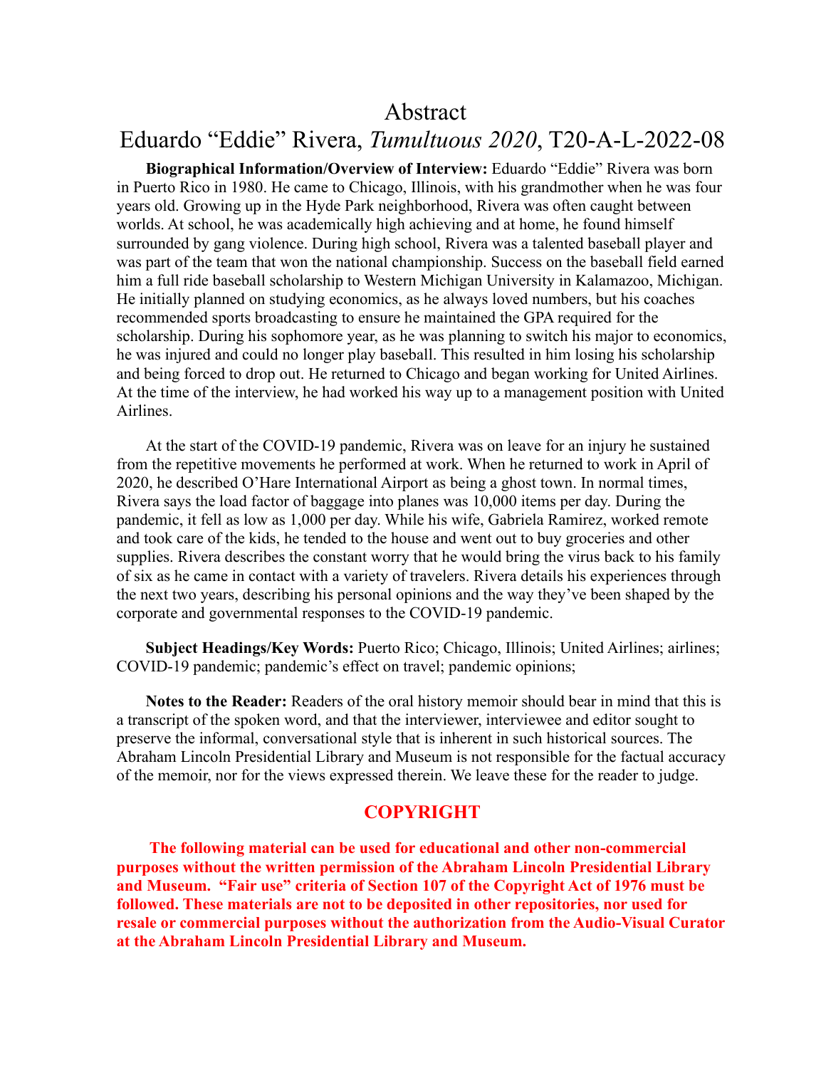# Abstract

## Eduardo "Eddie" Rivera, *Tumultuous 2020*, T20-A-L-2022-08

**Biographical Information/Overview of Interview:** Eduardo "Eddie" Rivera was born in Puerto Rico in 1980. He came to Chicago, Illinois, with his grandmother when he was four years old. Growing up in the Hyde Park neighborhood, Rivera was often caught between worlds. At school, he was academically high achieving and at home, he found himself surrounded by gang violence. During high school, Rivera was a talented baseball player and was part of the team that won the national championship. Success on the baseball field earned him a full ride baseball scholarship to Western Michigan University in Kalamazoo, Michigan. He initially planned on studying economics, as he always loved numbers, but his coaches recommended sports broadcasting to ensure he maintained the GPA required for the scholarship. During his sophomore year, as he was planning to switch his major to economics, he was injured and could no longer play baseball. This resulted in him losing his scholarship and being forced to drop out. He returned to Chicago and began working for United Airlines. At the time of the interview, he had worked his way up to a management position with United Airlines.

At the start of the COVID-19 pandemic, Rivera was on leave for an injury he sustained from the repetitive movements he performed at work. When he returned to work in April of 2020, he described O'Hare International Airport as being a ghost town. In normal times, Rivera says the load factor of baggage into planes was 10,000 items per day. During the pandemic, it fell as low as 1,000 per day. While his wife, Gabriela Ramirez, worked remote and took care of the kids, he tended to the house and went out to buy groceries and other supplies. Rivera describes the constant worry that he would bring the virus back to his family of six as he came in contact with a variety of travelers. Rivera details his experiences through the next two years, describing his personal opinions and the way they've been shaped by the corporate and governmental responses to the COVID-19 pandemic.

**Subject Headings/Key Words:** Puerto Rico; Chicago, Illinois; United Airlines; airlines; COVID-19 pandemic; pandemic's effect on travel; pandemic opinions;

**Notes to the Reader:** Readers of the oral history memoir should bear in mind that this is a transcript of the spoken word, and that the interviewer, interviewee and editor sought to preserve the informal, conversational style that is inherent in such historical sources. The Abraham Lincoln Presidential Library and Museum is not responsible for the factual accuracy of the memoir, nor for the views expressed therein. We leave these for the reader to judge.

## COPYRIGHT

**The following material can be used for educational and other non-commercial purposes without the written permission of the Abraham Lincoln Presidential Library and Museum. "Fair use" criteria of Section 107 of the Copyright Act of 1976 must be followed. These materials are not to be deposited in other repositories, nor used for resale or commercial purposes without the authorization from the Audio-Visual Curator at the Abraham Lincoln Presidential Library and Museum.**